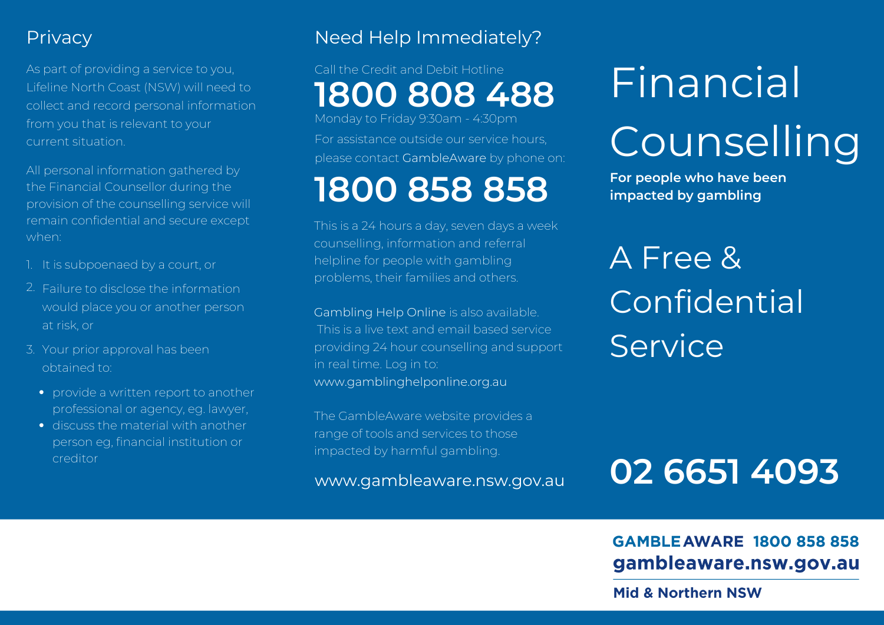## Privacy

As part of providing a service to you, Lifeline North Coast (NSW) will need to collect and record personal information from you that is relevant to your current situation.

All personal information gathered by the Financial Counsellor during the provision of the counselling service will remain confidential and secure except when:

1. It is subpoenaed by a court, or
2. Failure to disclose the information would place you or another person at risk, or
3. Your prior approval has been obtained to:
   - provide a written report to another professional or agency, eg. lawyer,
   - discuss the material with another person eg, financial institution or creditor

## Need Help Immediately?

Call the Credit and Debit Hotline

**1800 808 488**

Monday to Friday 9:30am - 4:30pm

For assistance outside our service hours, please contact GambleAware by phone on:

**1800 858 858**

This is a 24 hours a day, seven days a week counselling, information and referral helpline for people with gambling problems, their families and others.

Gambling Help Online is also available. This is a live text and email based service providing 24 hour counselling and support in real time. Log in to: www.gamblinghelponline.org.au

The GambleAware website provides a range of tools and services to those impacted by harmful gambling.

www.gambleaware.nsw.gov.au

# Financial Counselling

**For people who have been impacted by gambling**

## A Free & Confidential Service

**02 6651 4093**

**GAMBLE AWARE 1800 858 858**

**gambleaware.nsw.gov.au**

**Mid & Northern NSW**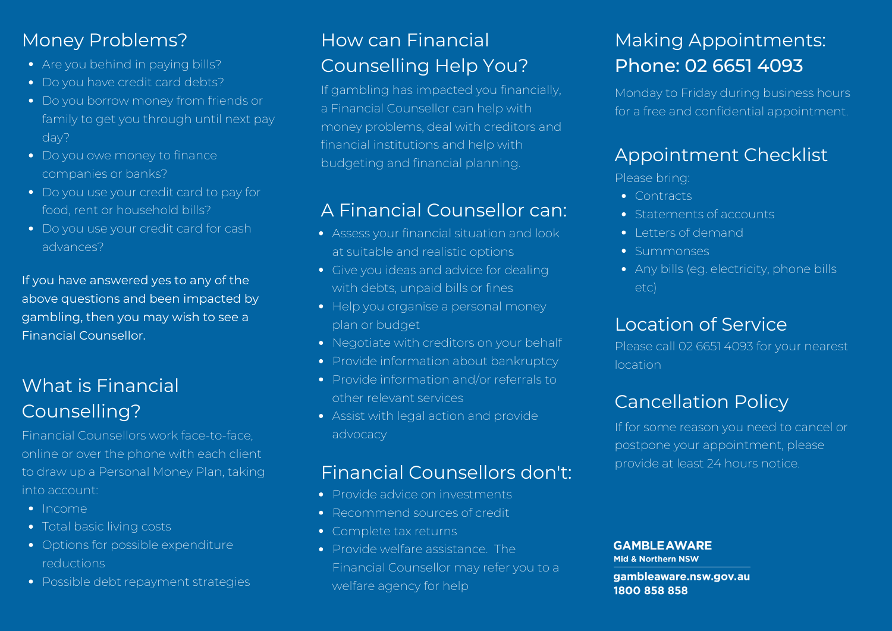## Money Problems?

- Are you behind in paying bills?
- Do you have credit card debts?
- Do you borrow money from friends or family to get you through until next pay day?
- Do you owe money to finance companies or banks?
- Do you use your credit card to pay for food, rent or household bills?
- Do you use your credit card for cash advances?

If you have answered yes to any of the above questions and been impacted by gambling, then you may wish to see a Financial Counsellor.

## What is Financial Counselling?

Financial Counsellors work face-to-face, online or over the phone with each client to draw up a Personal Money Plan, taking into account:

- Income
- Total basic living costs
- Options for possible expenditure reductions
- Possible debt repayment strategies

## How can Financial Counselling Help You?

If gambling has impacted you financially, a Financial Counsellor can help with money problems, deal with creditors and financial institutions and help with budgeting and financial planning.

## A Financial Counsellor can:

- Assess your financial situation and look at suitable and realistic options
- Give you ideas and advice for dealing with debts, unpaid bills or fines
- Help you organise a personal money plan or budget
- Negotiate with creditors on your behalf
- Provide information about bankruptcy
- Provide information and/or referrals to other relevant services
- Assist with legal action and provide advocacy

## Financial Counsellors don't:

- Provide advice on investments
- Recommend sources of credit
- Complete tax returns
- Provide welfare assistance. The Financial Counsellor may refer you to a welfare agency for help

## Making Appointments: Phone: 02 6651 4093

Monday to Friday during business hours for a free and confidential appointment.

## Appointment Checklist

Please bring:

- Contracts
- Statements of accounts
- Letters of demand
- Summonses
- Any bills (eg. electricity, phone bills etc)

## Location of Service

Please call 02 6651 4093 for your nearest location

## Cancellation Policy

If for some reason you need to cancel or postpone your appointment, please provide at least 24 hours notice.

**GAMBLE AWARE**
**Mid & Northern NSW**

**gambleaware.nsw.gov.au**
**1800 858 858**